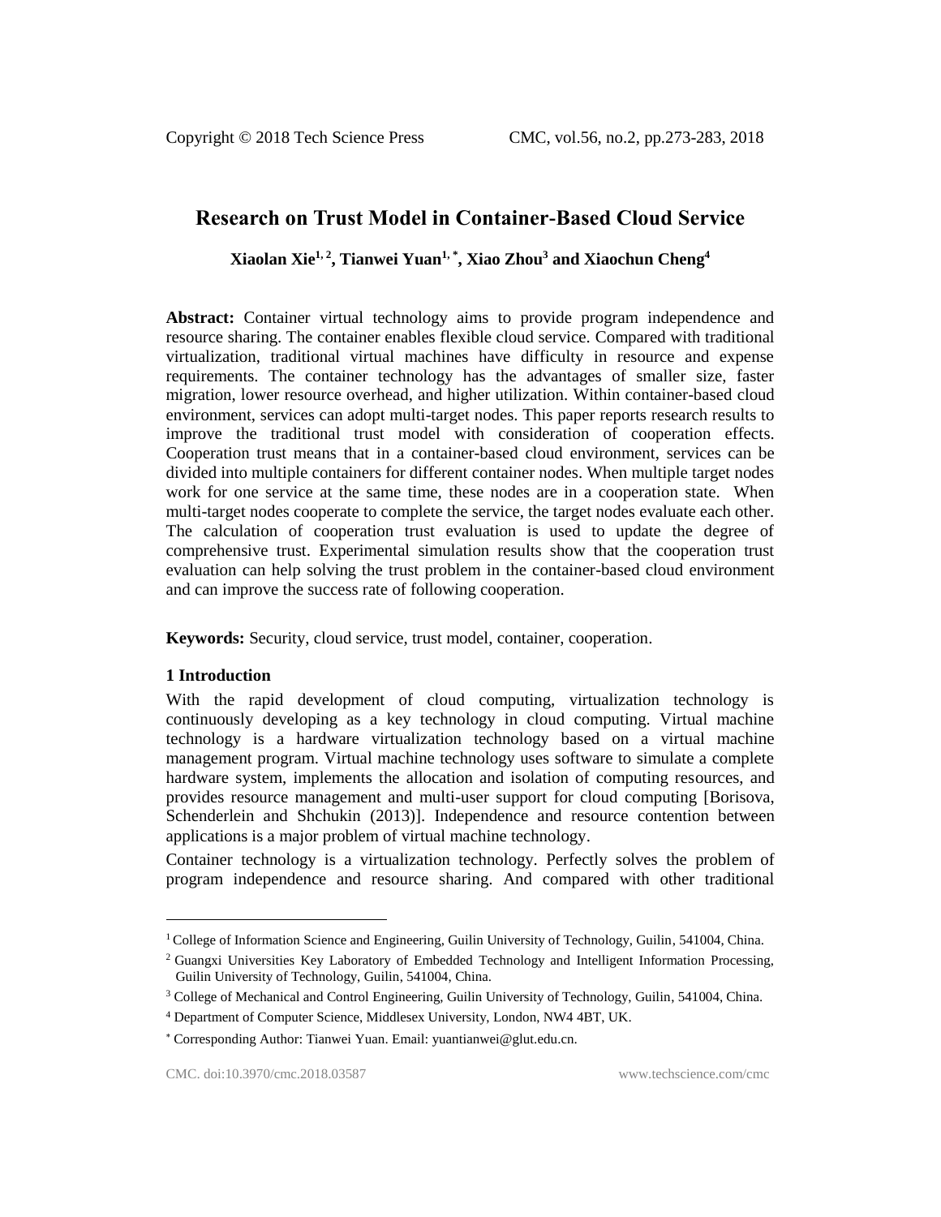# Research on Trust Model in Container-Based Cloud Service

**Xiaolan Xie[1, 2], Tianwei Yuan[1, *], Xiao Zhou[3] and Xiaochun Cheng[4]**

**Abstract:** Container virtual technology aims to provide program independence and resource sharing. The container enables flexible cloud service. Compared with traditional virtualization, traditional virtual machines have difficulty in resource and expense requirements. The container technology has the advantages of smaller size, faster migration, lower resource overhead, and higher utilization. Within container-based cloud environment, services can adopt multi-target nodes. This paper reports research results to improve the traditional trust model with consideration of cooperation effects. Cooperation trust means that in a container-based cloud environment, services can be divided into multiple containers for different container nodes. When multiple target nodes work for one service at the same time, these nodes are in a cooperation state. When multi-target nodes cooperate to complete the service, the target nodes evaluate each other. The calculation of cooperation trust evaluation is used to update the degree of comprehensive trust. Experimental simulation results show that the cooperation trust evaluation can help solving the trust problem in the container-based cloud environment and can improve the success rate of following cooperation.

**Keywords:** Security, cloud service, trust model, container, cooperation.

## 1 Introduction

With the rapid development of cloud computing, virtualization technology is continuously developing as a key technology in cloud computing. Virtual machine technology is a hardware virtualization technology based on a virtual machine management program. Virtual machine technology uses software to simulate a complete hardware system, implements the allocation and isolation of computing resources, and provides resource management and multi-user support for cloud computing [Borisova, Schenderlein and Shchukin (2013)]. Independence and resource contention between applications is a major problem of virtual machine technology.

Container technology is a virtualization technology. Perfectly solves the problem of program independence and resource sharing. And compared with other traditional

---

[1] College of Information Science and Engineering, Guilin University of Technology, Guilin, 541004, China.

[2] Guangxi Universities Key Laboratory of Embedded Technology and Intelligent Information Processing, Guilin University of Technology, Guilin, 541004, China.

[3] College of Mechanical and Control Engineering, Guilin University of Technology, Guilin, 541004, China.

[4] Department of Computer Science, Middlesex University, London, NW4 4BT, UK.

[*] Corresponding Author: Tianwei Yuan. Email: yuantianwei@glut.edu.cn.

CMC. doi:10.3970/cmc.2018.03587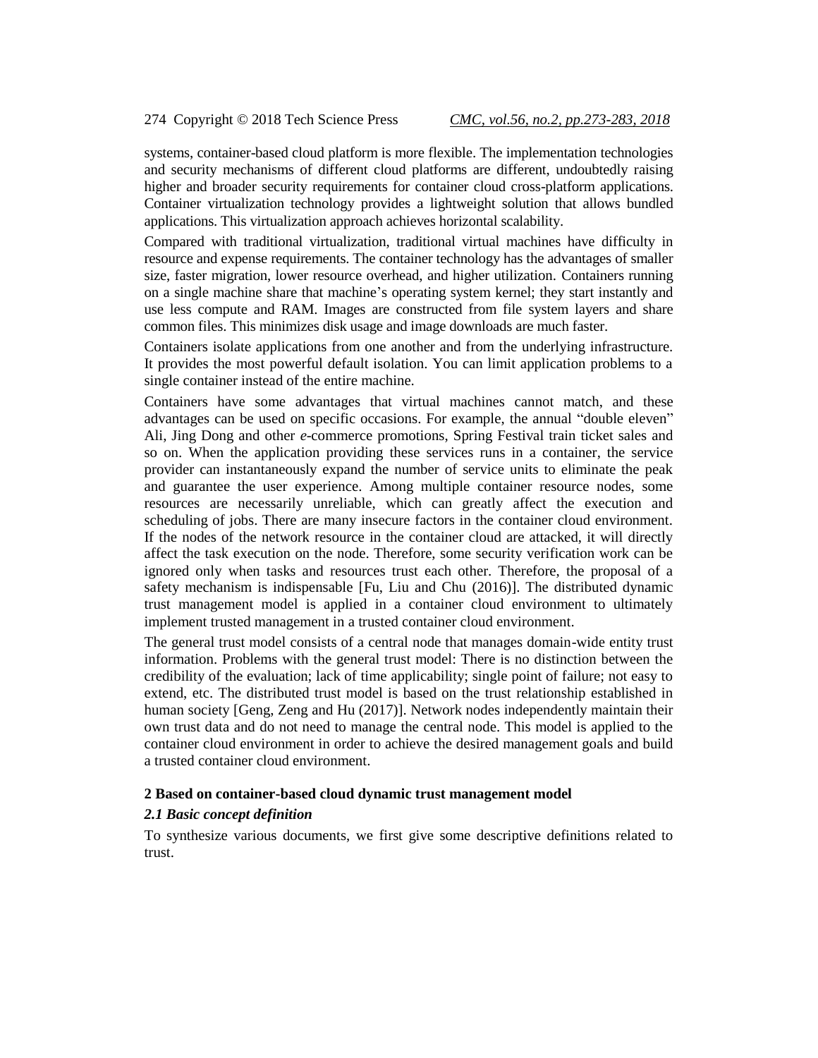systems, container-based cloud platform is more flexible. The implementation technologies and security mechanisms of different cloud platforms are different, undoubtedly raising higher and broader security requirements for container cloud cross-platform applications. Container virtualization technology provides a lightweight solution that allows bundled applications. This virtualization approach achieves horizontal scalability.

Compared with traditional virtualization, traditional virtual machines have difficulty in resource and expense requirements. The container technology has the advantages of smaller size, faster migration, lower resource overhead, and higher utilization. Containers running on a single machine share that machine's operating system kernel; they start instantly and use less compute and RAM. Images are constructed from file system layers and share common files. This minimizes disk usage and image downloads are much faster.

Containers isolate applications from one another and from the underlying infrastructure. It provides the most powerful default isolation. You can limit application problems to a single container instead of the entire machine.

Containers have some advantages that virtual machines cannot match, and these advantages can be used on specific occasions. For example, the annual "double eleven" Ali, Jing Dong and other *e*-commerce promotions, Spring Festival train ticket sales and so on. When the application providing these services runs in a container, the service provider can instantaneously expand the number of service units to eliminate the peak and guarantee the user experience. Among multiple container resource nodes, some resources are necessarily unreliable, which can greatly affect the execution and scheduling of jobs. There are many insecure factors in the container cloud environment. If the nodes of the network resource in the container cloud are attacked, it will directly affect the task execution on the node. Therefore, some security verification work can be ignored only when tasks and resources trust each other. Therefore, the proposal of a safety mechanism is indispensable [Fu, Liu and Chu (2016)]. The distributed dynamic trust management model is applied in a container cloud environment to ultimately implement trusted management in a trusted container cloud environment.

The general trust model consists of a central node that manages domain-wide entity trust information. Problems with the general trust model: There is no distinction between the credibility of the evaluation; lack of time applicability; single point of failure; not easy to extend, etc. The distributed trust model is based on the trust relationship established in human society [Geng, Zeng and Hu (2017)]. Network nodes independently maintain their own trust data and do not need to manage the central node. This model is applied to the container cloud environment in order to achieve the desired management goals and build a trusted container cloud environment.

## 2 Based on container-based cloud dynamic trust management model

### *2.1 Basic concept definition*

To synthesize various documents, we first give some descriptive definitions related to trust.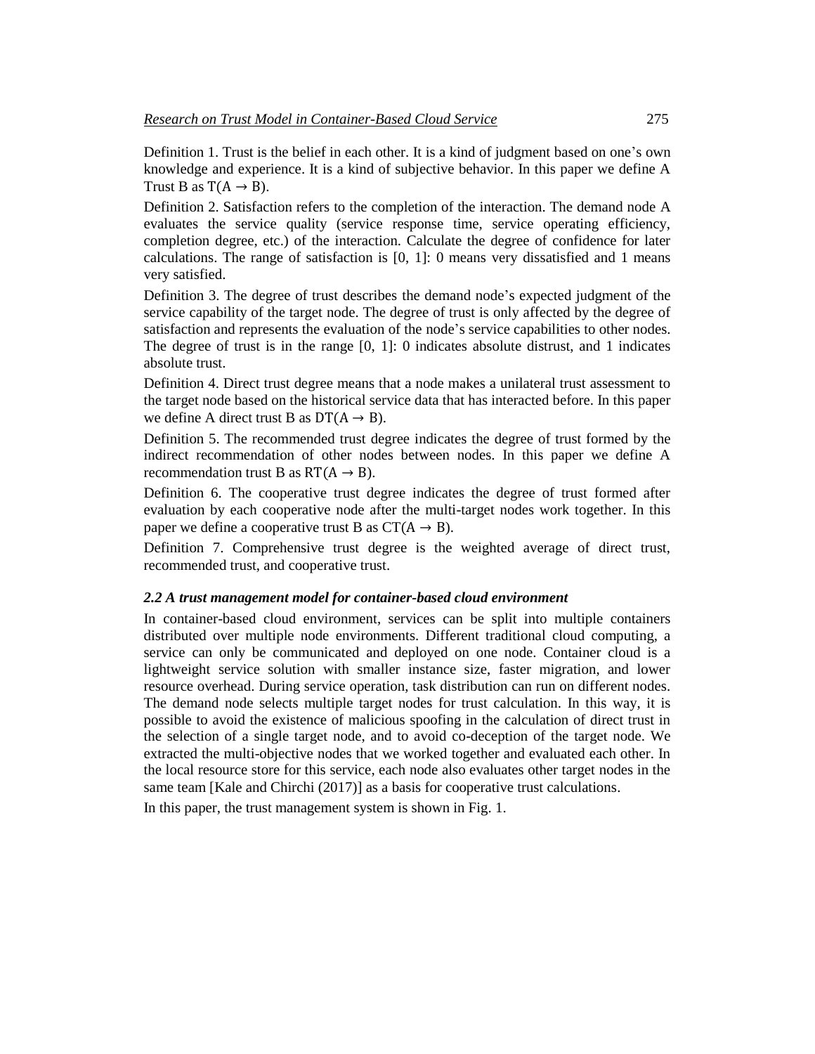Definition 1. Trust is the belief in each other. It is a kind of judgment based on one's own knowledge and experience. It is a kind of subjective behavior. In this paper we define A Trust B as $\mathrm{T}(\mathrm{A} \rightarrow \mathrm{B})$.

Definition 2. Satisfaction refers to the completion of the interaction. The demand node A evaluates the service quality (service response time, service operating efficiency, completion degree, etc.) of the interaction. Calculate the degree of confidence for later calculations. The range of satisfaction is [0, 1]: 0 means very dissatisfied and 1 means very satisfied.

Definition 3. The degree of trust describes the demand node's expected judgment of the service capability of the target node. The degree of trust is only affected by the degree of satisfaction and represents the evaluation of the node's service capabilities to other nodes. The degree of trust is in the range [0, 1]: 0 indicates absolute distrust, and 1 indicates absolute trust.

Definition 4. Direct trust degree means that a node makes a unilateral trust assessment to the target node based on the historical service data that has interacted before. In this paper we define A direct trust B as $\mathrm{DT}(\mathrm{A} \rightarrow \mathrm{B})$.

Definition 5. The recommended trust degree indicates the degree of trust formed by the indirect recommendation of other nodes between nodes. In this paper we define A recommendation trust B as $\mathrm{RT}(\mathrm{A} \rightarrow \mathrm{B})$.

Definition 6. The cooperative trust degree indicates the degree of trust formed after evaluation by each cooperative node after the multi-target nodes work together. In this paper we define a cooperative trust B as $\mathrm{CT}(A \rightarrow \mathrm{B})$.

Definition 7. Comprehensive trust degree is the weighted average of direct trust, recommended trust, and cooperative trust.

### *2.2 A trust management model for container-based cloud environment*

In container-based cloud environment, services can be split into multiple containers distributed over multiple node environments. Different traditional cloud computing, a service can only be communicated and deployed on one node. Container cloud is a lightweight service solution with smaller instance size, faster migration, and lower resource overhead. During service operation, task distribution can run on different nodes. The demand node selects multiple target nodes for trust calculation. In this way, it is possible to avoid the existence of malicious spoofing in the calculation of direct trust in the selection of a single target node, and to avoid co-deception of the target node. We extracted the multi-objective nodes that we worked together and evaluated each other. In the local resource store for this service, each node also evaluates other target nodes in the same team [Kale and Chirchi (2017)] as a basis for cooperative trust calculations.

In this paper, the trust management system is shown in Fig. 1.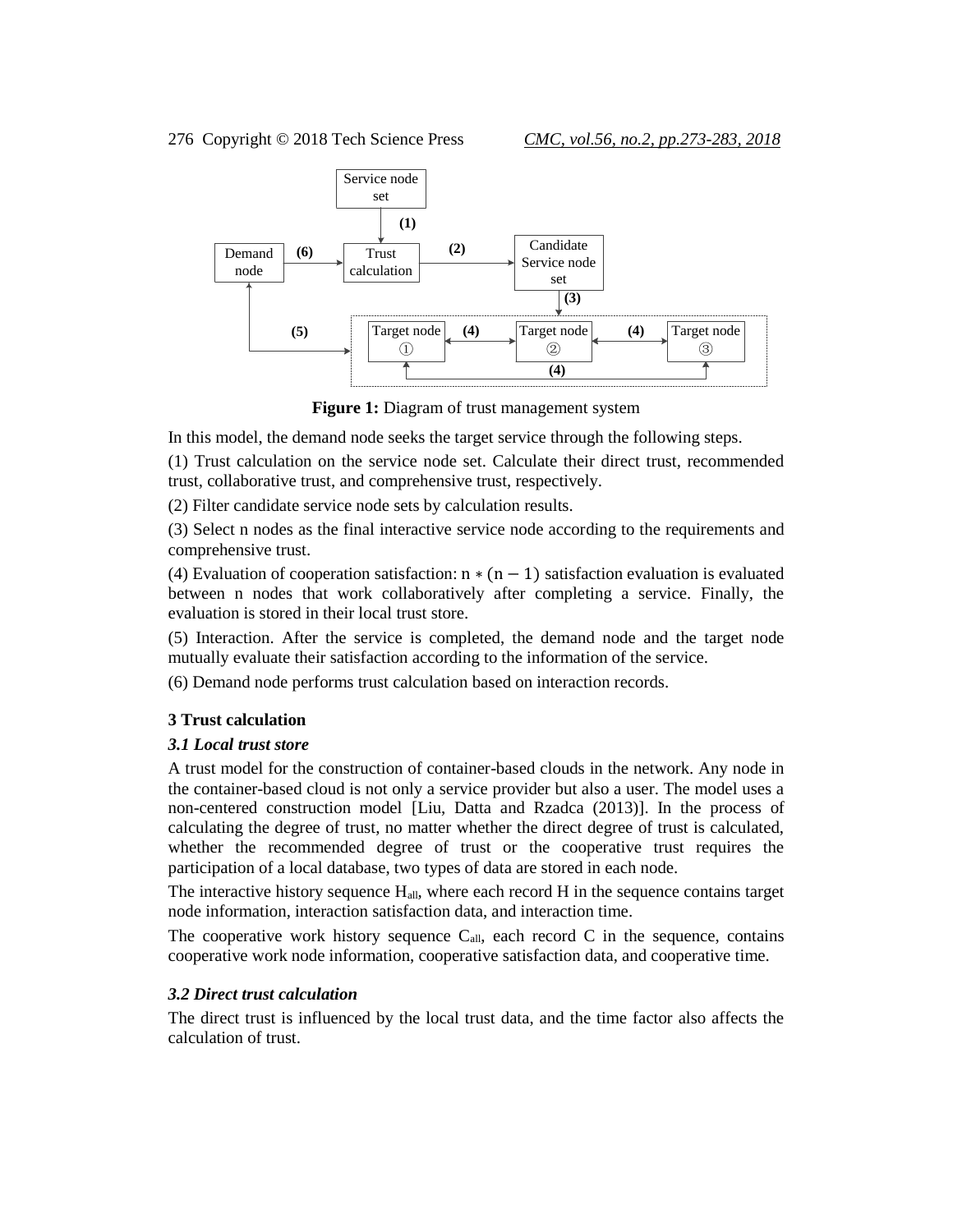**Figure 1:** Diagram of trust management system

In this model, the demand node seeks the target service through the following steps.

(1) Trust calculation on the service node set. Calculate their direct trust, recommended trust, collaborative trust, and comprehensive trust, respectively.

(2) Filter candidate service node sets by calculation results.

(3) Select n nodes as the final interactive service node according to the requirements and comprehensive trust.

(4) Evaluation of cooperation satisfaction: $n * (n - 1)$ satisfaction evaluation is evaluated between n nodes that work collaboratively after completing a service. Finally, the evaluation is stored in their local trust store.

(5) Interaction. After the service is completed, the demand node and the target node mutually evaluate their satisfaction according to the information of the service.

(6) Demand node performs trust calculation based on interaction records.

## 3 Trust calculation

### *3.1 Local trust store*

A trust model for the construction of container-based clouds in the network. Any node in the container-based cloud is not only a service provider but also a user. The model uses a non-centered construction model [Liu, Datta and Rzadca (2013)]. In the process of calculating the degree of trust, no matter whether the direct degree of trust is calculated, whether the recommended degree of trust or the cooperative trust requires the participation of a local database, two types of data are stored in each node.

The interactive history sequence $H_{all}$, where each record H in the sequence contains target node information, interaction satisfaction data, and interaction time.

The cooperative work history sequence $C_{all}$, each record C in the sequence, contains cooperative work node information, cooperative satisfaction data, and cooperative time.

### *3.2 Direct trust calculation*

The direct trust is influenced by the local trust data, and the time factor also affects the calculation of trust.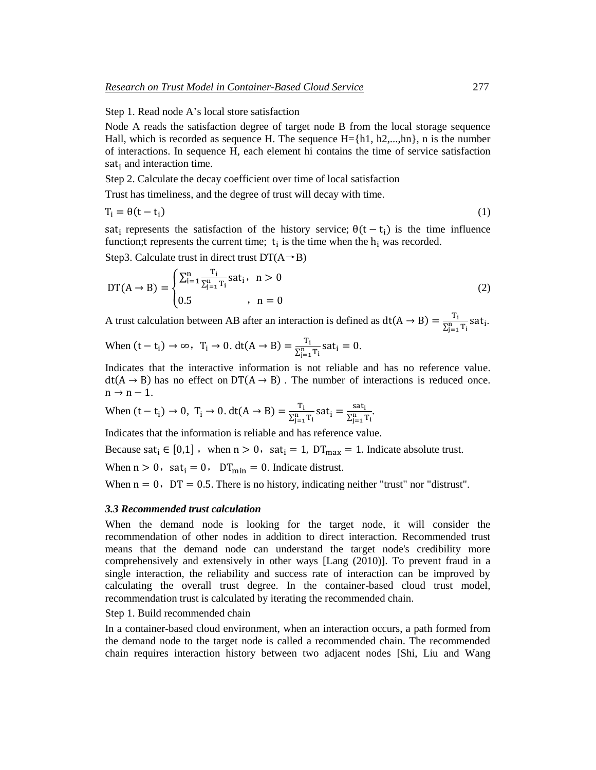Step 1. Read node A's local store satisfaction

Node A reads the satisfaction degree of target node B from the local storage sequence Hall, which is recorded as sequence H. The sequence H={h1, h2,...,hn}, n is the number of interactions. In sequence H, each element hi contains the time of service satisfaction $\mathrm{sat_i}$ and interaction time.

Step 2. Calculate the decay coefficient over time of local satisfaction

Trust has timeliness, and the degree of trust will decay with time.

$$\mathrm{T_i = \theta(t - t_i)} \tag{1}$$

$\mathrm{sat_i}$ represents the satisfaction of the history service; $\mathrm{\theta(t - t_i)}$ is the time influence function;t represents the current time; $\mathrm{t_i}$ is the time when the $\mathrm{h_i}$ was recorded.

Step3. Calculate trust in direct trust DT(A→B)

$$\mathrm{DT(A \to B)} = \begin{cases} \sum_{i=1}^{n} \frac{T_i}{\sum_{j=1}^{n} T_i} \mathrm{sat_i}, & n > 0 \\ 0.5 & , \; n = 0 \end{cases} \tag{2}$$

A trust calculation between AB after an interaction is defined as $\mathrm{dt(A \to B)} = \frac{T_i}{\sum_{j=1}^{n} T_i} \mathrm{sat_i}$.

When $(\mathrm{t - t_i}) \to \infty$, $\mathrm{T_i} \to 0$. $\mathrm{dt(A \to B)} = \frac{T_i}{\sum_{j=1}^{n} T_i} \mathrm{sat_i} = 0$.

Indicates that the interactive information is not reliable and has no reference value. $\mathrm{dt(A \to B)}$ has no effect on $\mathrm{DT(A \to B)}$. The number of interactions is reduced once. $\mathrm{n \to n - 1}$.

When $(\mathrm{t - t_i}) \to 0$, $\mathrm{T_i} \to 0$. $\mathrm{dt(A \to B)} = \frac{T_i}{\sum_{j=1}^{n} T_i} \mathrm{sat_i} = \frac{\mathrm{sat_i}}{\sum_{j=1}^{n} T_i}$.

Indicates that the information is reliable and has reference value.

Because $\mathrm{sat_i} \in [0,1]$, when $\mathrm{n > 0}$, $\mathrm{sat_i = 1}$, $\mathrm{DT_{max} = 1}$. Indicate absolute trust.

When $\mathrm{n > 0}$, $\mathrm{sat_i = 0}$, $\mathrm{DT_{min} = 0}$. Indicate distrust.

When $\mathrm{n = 0}$, $\mathrm{DT = 0.5}$. There is no history, indicating neither "trust" nor "distrust".

### *3.3 Recommended trust calculation*

When the demand node is looking for the target node, it will consider the recommendation of other nodes in addition to direct interaction. Recommended trust means that the demand node can understand the target node's credibility more comprehensively and extensively in other ways [Lang (2010)]. To prevent fraud in a single interaction, the reliability and success rate of interaction can be improved by calculating the overall trust degree. In the container-based cloud trust model, recommendation trust is calculated by iterating the recommended chain.

Step 1. Build recommended chain

In a container-based cloud environment, when an interaction occurs, a path formed from the demand node to the target node is called a recommended chain. The recommended chain requires interaction history between two adjacent nodes [Shi, Liu and Wang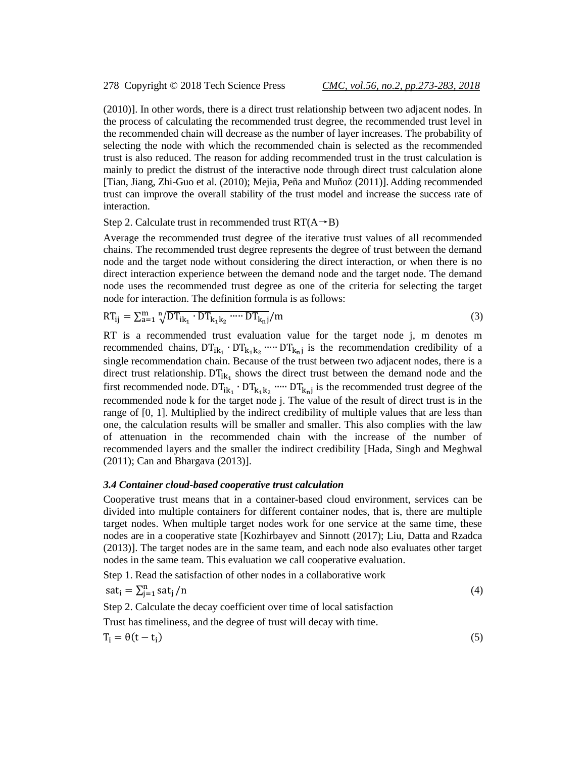(2010)]. In other words, there is a direct trust relationship between two adjacent nodes. In the process of calculating the recommended trust degree, the recommended trust level in the recommended chain will decrease as the number of layer increases. The probability of selecting the node with which the recommended chain is selected as the recommended trust is also reduced. The reason for adding recommended trust in the trust calculation is mainly to predict the distrust of the interactive node through direct trust calculation alone [Tian, Jiang, Zhi-Guo et al. (2010); Mejia, Peña and Muñoz (2011)]. Adding recommended trust can improve the overall stability of the trust model and increase the success rate of interaction.

Step 2. Calculate trust in recommended trust RT(A→B)

Average the recommended trust degree of the iterative trust values of all recommended chains. The recommended trust degree represents the degree of trust between the demand node and the target node without considering the direct interaction, or when there is no direct interaction experience between the demand node and the target node. The demand node uses the recommended trust degree as one of the criteria for selecting the target node for interaction. The definition formula is as follows:

$$RT_{ij} = \sum_{a=1}^{m} \sqrt[n]{DT_{ik_1} \cdot DT_{k_1k_2} \cdots DT_{k_nj}} / m \tag{3}$$

RT is a recommended trust evaluation value for the target node j, m denotes m recommended chains, $DT_{ik_1} \cdot DT_{k_1k_2} \cdots DT_{k_nj}$ is the recommendation credibility of a single recommendation chain. Because of the trust between two adjacent nodes, there is a direct trust relationship. $DT_{ik_1}$ shows the direct trust between the demand node and the first recommended node. $DT_{ik_1} \cdot DT_{k_1k_2} \cdots DT_{k_nj}$ is the recommended trust degree of the recommended node k for the target node j. The value of the result of direct trust is in the range of [0, 1]. Multiplied by the indirect credibility of multiple values that are less than one, the calculation results will be smaller and smaller. This also complies with the law of attenuation in the recommended chain with the increase of the number of recommended layers and the smaller the indirect credibility [Hada, Singh and Meghwal (2011); Can and Bhargava (2013)].

### *3.4 Container cloud-based cooperative trust calculation*

Cooperative trust means that in a container-based cloud environment, services can be divided into multiple containers for different container nodes, that is, there are multiple target nodes. When multiple target nodes work for one service at the same time, these nodes are in a cooperative state [Kozhirbayev and Sinnott (2017); Liu, Datta and Rzadca (2013)]. The target nodes are in the same team, and each node also evaluates other target nodes in the same team. This evaluation we call cooperative evaluation.

Step 1. Read the satisfaction of other nodes in a collaborative work

$$sat_i = \sum_{j=1}^{n} sat_j / n \tag{4}$$

Step 2. Calculate the decay coefficient over time of local satisfaction

Trust has timeliness, and the degree of trust will decay with time.

$$T_i = \theta(t - t_i) \tag{5}$$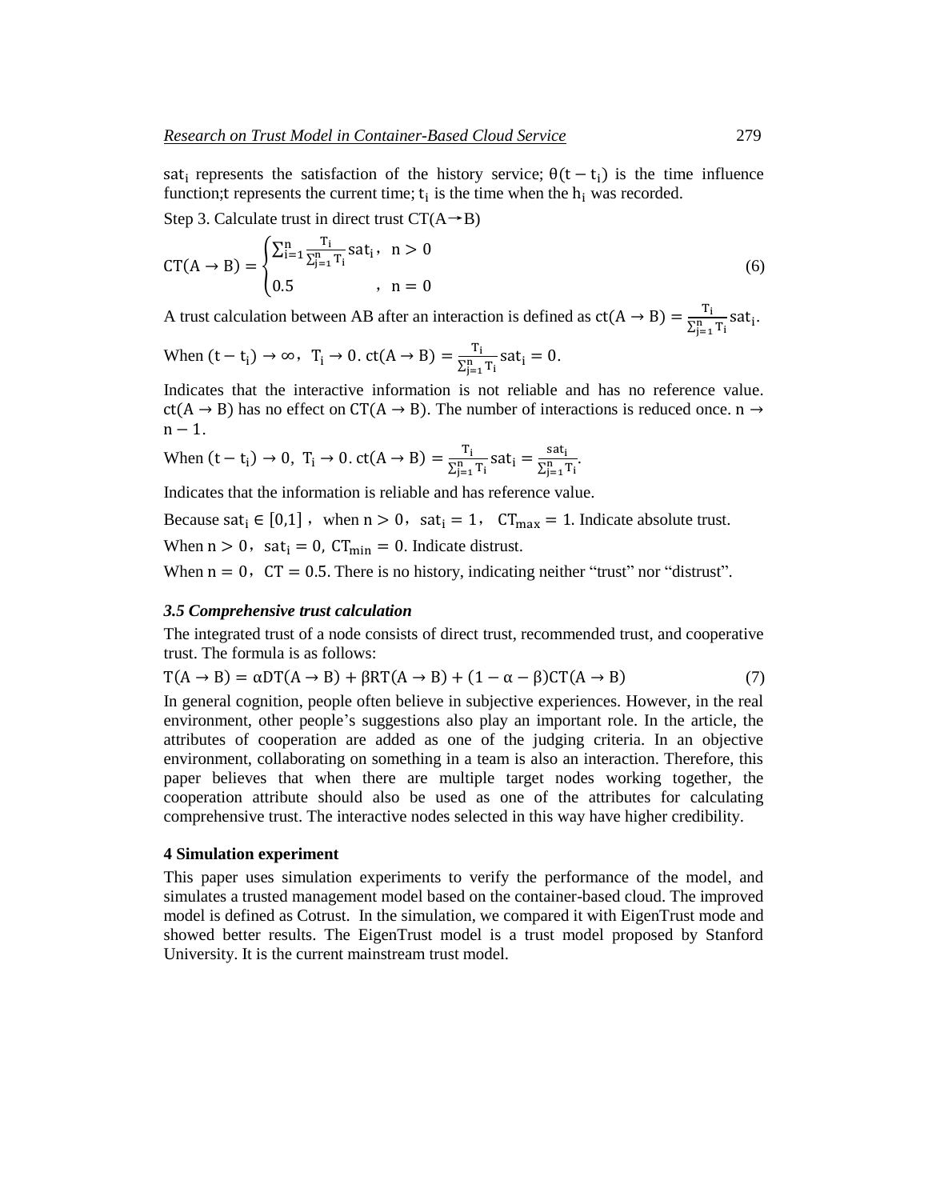$\mathrm{sat_i}$ represents the satisfaction of the history service; $\theta(t - t_i)$ is the time influence function;t represents the current time; $t_i$ is the time when the $h_i$ was recorded.

Step 3. Calculate trust in direct trust CT(A→B)

$$\mathrm{CT}(A \to B) = \begin{cases} \sum_{i=1}^{n} \frac{T_i}{\sum_{j=1}^{n} T_i} \mathrm{sat_i}, & n > 0 \\ 0.5 & , \ n = 0 \end{cases} \tag{6}$$

A trust calculation between AB after an interaction is defined as $\mathrm{ct}(A \to B) = \frac{T_i}{\sum_{j=1}^{n} T_i} \mathrm{sat_i}$.

When $(t - t_i) \to \infty$，$T_i \to 0$. $\mathrm{ct}(A \to B) = \frac{T_i}{\sum_{j=1}^{n} T_i} \mathrm{sat_i} = 0$.

Indicates that the interactive information is not reliable and has no reference value. $\mathrm{ct}(A \to B)$ has no effect on $\mathrm{CT}(A \to B)$. The number of interactions is reduced once. $n \to n - 1$.

When $(t - t_i) \to 0$, $T_i \to 0$. $\mathrm{ct}(A \to B) = \frac{T_i}{\sum_{j=1}^{n} T_i} \mathrm{sat_i} = \frac{\mathrm{sat_i}}{\sum_{j=1}^{n} T_i}$.

Indicates that the information is reliable and has reference value.

Because $\mathrm{sat_i} \in [0,1]$，when $n > 0$，$\mathrm{sat_i} = 1$，$\mathrm{CT_{max}} = 1$. Indicate absolute trust.

When $n > 0$，$\mathrm{sat_i} = 0$, $\mathrm{CT_{min}} = 0$. Indicate distrust.

When $n = 0$，$\mathrm{CT} = 0.5$. There is no history, indicating neither “trust” nor “distrust”.

### *3.5 Comprehensive trust calculation*

The integrated trust of a node consists of direct trust, recommended trust, and cooperative trust. The formula is as follows:

$$\mathrm{T}(A \to B) = \alpha \mathrm{DT}(A \to B) + \beta \mathrm{RT}(A \to B) + (1 - \alpha - \beta)\mathrm{CT}(A \to B) \tag{7}$$

In general cognition, people often believe in subjective experiences. However, in the real environment, other people’s suggestions also play an important role. In the article, the attributes of cooperation are added as one of the judging criteria. In an objective environment, collaborating on something in a team is also an interaction. Therefore, this paper believes that when there are multiple target nodes working together, the cooperation attribute should also be used as one of the attributes for calculating comprehensive trust. The interactive nodes selected in this way have higher credibility.

## 4 Simulation experiment

This paper uses simulation experiments to verify the performance of the model, and simulates a trusted management model based on the container-based cloud. The improved model is defined as Cotrust. In the simulation, we compared it with EigenTrust mode and showed better results. The EigenTrust model is a trust model proposed by Stanford University. It is the current mainstream trust model.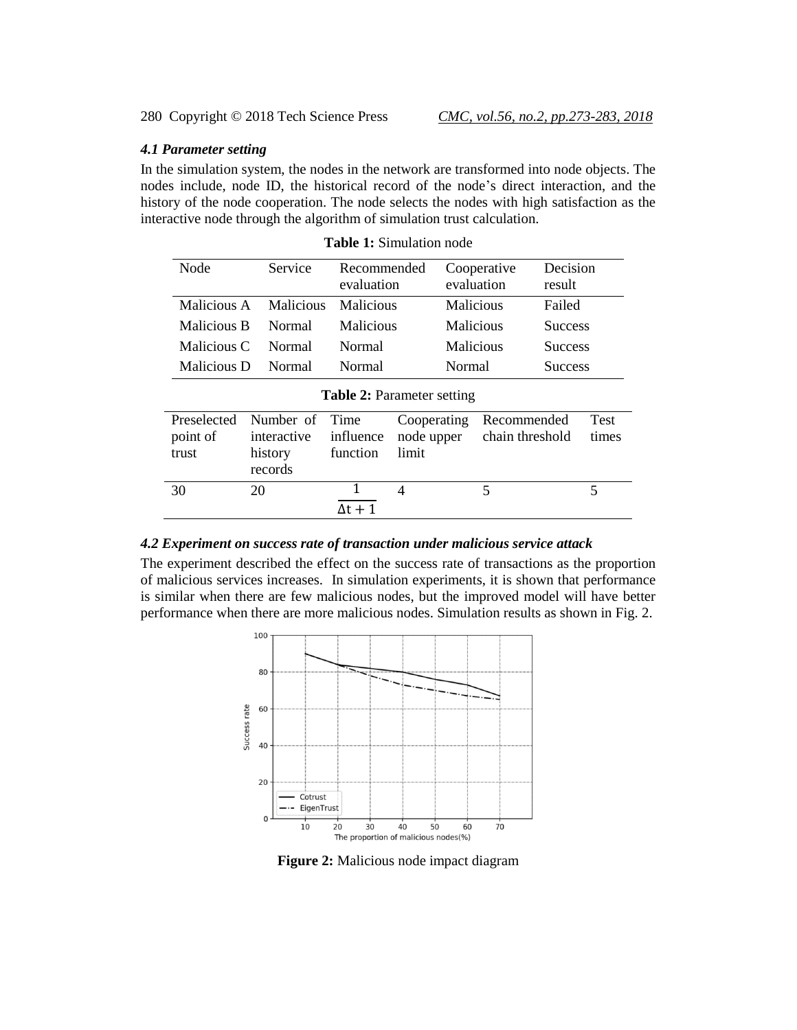### 4.1 Parameter setting

In the simulation system, the nodes in the network are transformed into node objects. The nodes include, node ID, the historical record of the node's direct interaction, and the history of the node cooperation. The node selects the nodes with high satisfaction as the interactive node through the algorithm of simulation trust calculation.

**Table 1:** Simulation node

| Node | Service | Recommended evaluation | Cooperative evaluation | Decision result |
|---|---|---|---|---|
| Malicious A | Malicious | Malicious | Malicious | Failed |
| Malicious B | Normal | Malicious | Malicious | Success |
| Malicious C | Normal | Normal | Malicious | Success |
| Malicious D | Normal | Normal | Normal | Success |

**Table 2:** Parameter setting

| Preselected point of trust | Number of interactive history records | Time influence function | Cooperating node upper limit | Recommended chain threshold | Test times |
|---|---|---|---|---|---|
| 30 | 20 | $\frac{1}{\Delta t+1}$ | 4 | 5 | 5 |

### 4.2 Experiment on success rate of transaction under malicious service attack

The experiment described the effect on the success rate of transactions as the proportion of malicious services increases. In simulation experiments, it is shown that performance is similar when there are few malicious nodes, but the improved model will have better performance when there are more malicious nodes. Simulation results as shown in Fig. 2.

**Figure 2:** Malicious node impact diagram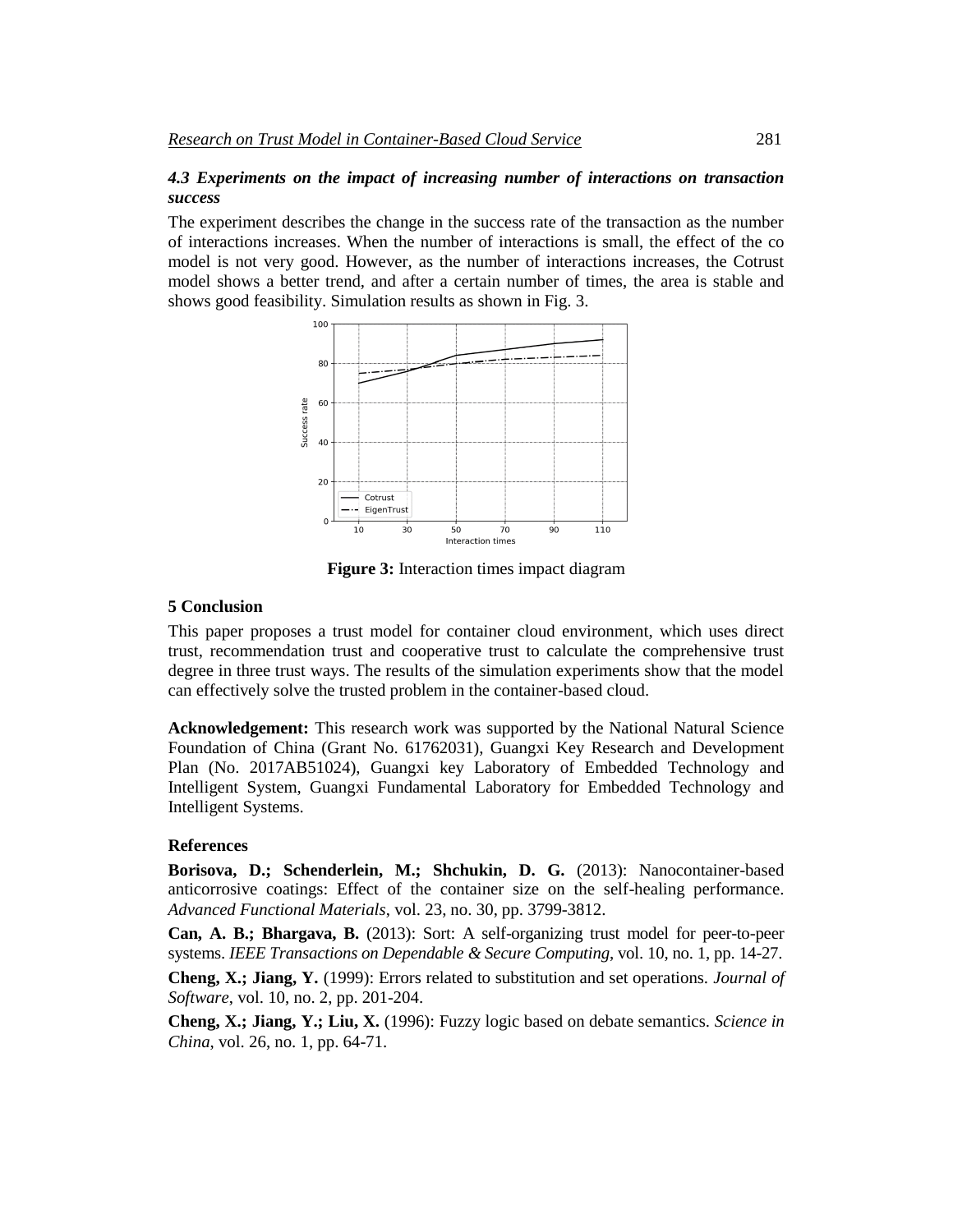### *4.3 Experiments on the impact of increasing number of interactions on transaction success*

The experiment describes the change in the success rate of the transaction as the number of interactions increases. When the number of interactions is small, the effect of the co model is not very good. However, as the number of interactions increases, the Cotrust model shows a better trend, and after a certain number of times, the area is stable and shows good feasibility. Simulation results as shown in Fig. 3.

**Figure 3:** Interaction times impact diagram

## 5 Conclusion

This paper proposes a trust model for container cloud environment, which uses direct trust, recommendation trust and cooperative trust to calculate the comprehensive trust degree in three trust ways. The results of the simulation experiments show that the model can effectively solve the trusted problem in the container-based cloud.

**Acknowledgement:** This research work was supported by the National Natural Science Foundation of China (Grant No. 61762031), Guangxi Key Research and Development Plan (No. 2017AB51024), Guangxi key Laboratory of Embedded Technology and Intelligent System, Guangxi Fundamental Laboratory for Embedded Technology and Intelligent Systems.

## References

**Borisova, D.; Schenderlein, M.; Shchukin, D. G.** (2013): Nanocontainer-based anticorrosive coatings: Effect of the container size on the self-healing performance. *Advanced Functional Materials*, vol. 23, no. 30, pp. 3799-3812.

**Can, A. B.; Bhargava, B.** (2013): Sort: A self-organizing trust model for peer-to-peer systems. *IEEE Transactions on Dependable & Secure Computing*, vol. 10, no. 1, pp. 14-27.

**Cheng, X.; Jiang, Y.** (1999): Errors related to substitution and set operations. *Journal of Software*, vol. 10, no. 2, pp. 201-204.

**Cheng, X.; Jiang, Y.; Liu, X.** (1996): Fuzzy logic based on debate semantics. *Science in China*, vol. 26, no. 1, pp. 64-71.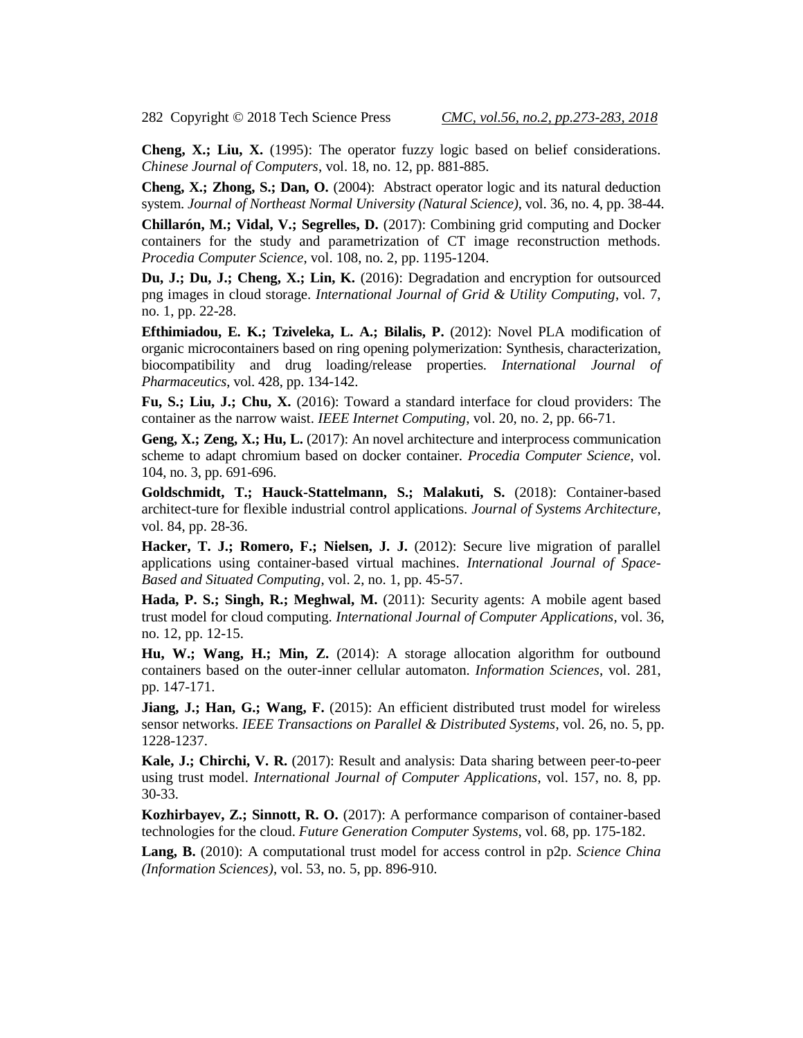**Cheng, X.; Liu, X.** (1995): The operator fuzzy logic based on belief considerations. *Chinese Journal of Computers*, vol. 18, no. 12, pp. 881-885.

**Cheng, X.; Zhong, S.; Dan, O.** (2004): Abstract operator logic and its natural deduction system. *Journal of Northeast Normal University (Natural Science)*, vol. 36, no. 4, pp. 38-44.

**Chillarón, M.; Vidal, V.; Segrelles, D.** (2017): Combining grid computing and Docker containers for the study and parametrization of CT image reconstruction methods. *Procedia Computer Science*, vol. 108, no. 2, pp. 1195-1204.

**Du, J.; Du, J.; Cheng, X.; Lin, K.** (2016): Degradation and encryption for outsourced png images in cloud storage. *International Journal of Grid & Utility Computing*, vol. 7, no. 1, pp. 22-28.

**Efthimiadou, E. K.; Tziveleka, L. A.; Bilalis, P.** (2012): Novel PLA modification of organic microcontainers based on ring opening polymerization: Synthesis, characterization, biocompatibility and drug loading/release properties. *International Journal of Pharmaceutics*, vol. 428, pp. 134-142.

**Fu, S.; Liu, J.; Chu, X.** (2016): Toward a standard interface for cloud providers: The container as the narrow waist. *IEEE Internet Computing*, vol. 20, no. 2, pp. 66-71.

**Geng, X.; Zeng, X.; Hu, L.** (2017): An novel architecture and interprocess communication scheme to adapt chromium based on docker container. *Procedia Computer Science*, vol. 104, no. 3, pp. 691-696.

**Goldschmidt, T.; Hauck-Stattelmann, S.; Malakuti, S.** (2018): Container-based architect-ture for flexible industrial control applications. *Journal of Systems Architecture*, vol. 84, pp. 28-36.

**Hacker, T. J.; Romero, F.; Nielsen, J. J.** (2012): Secure live migration of parallel applications using container-based virtual machines. *International Journal of Space-Based and Situated Computing*, vol. 2, no. 1, pp. 45-57.

**Hada, P. S.; Singh, R.; Meghwal, M.** (2011): Security agents: A mobile agent based trust model for cloud computing. *International Journal of Computer Applications*, vol. 36, no. 12, pp. 12-15.

**Hu, W.; Wang, H.; Min, Z.** (2014): A storage allocation algorithm for outbound containers based on the outer-inner cellular automaton. *Information Sciences*, vol. 281, pp. 147-171.

**Jiang, J.; Han, G.; Wang, F.** (2015): An efficient distributed trust model for wireless sensor networks. *IEEE Transactions on Parallel & Distributed Systems*, vol. 26, no. 5, pp. 1228-1237.

**Kale, J.; Chirchi, V. R.** (2017): Result and analysis: Data sharing between peer-to-peer using trust model. *International Journal of Computer Applications*, vol. 157, no. 8, pp. 30-33.

**Kozhirbayev, Z.; Sinnott, R. O.** (2017): A performance comparison of container-based technologies for the cloud. *Future Generation Computer Systems*, vol. 68, pp. 175-182.

**Lang, B.** (2010): A computational trust model for access control in p2p. *Science China (Information Sciences)*, vol. 53, no. 5, pp. 896-910.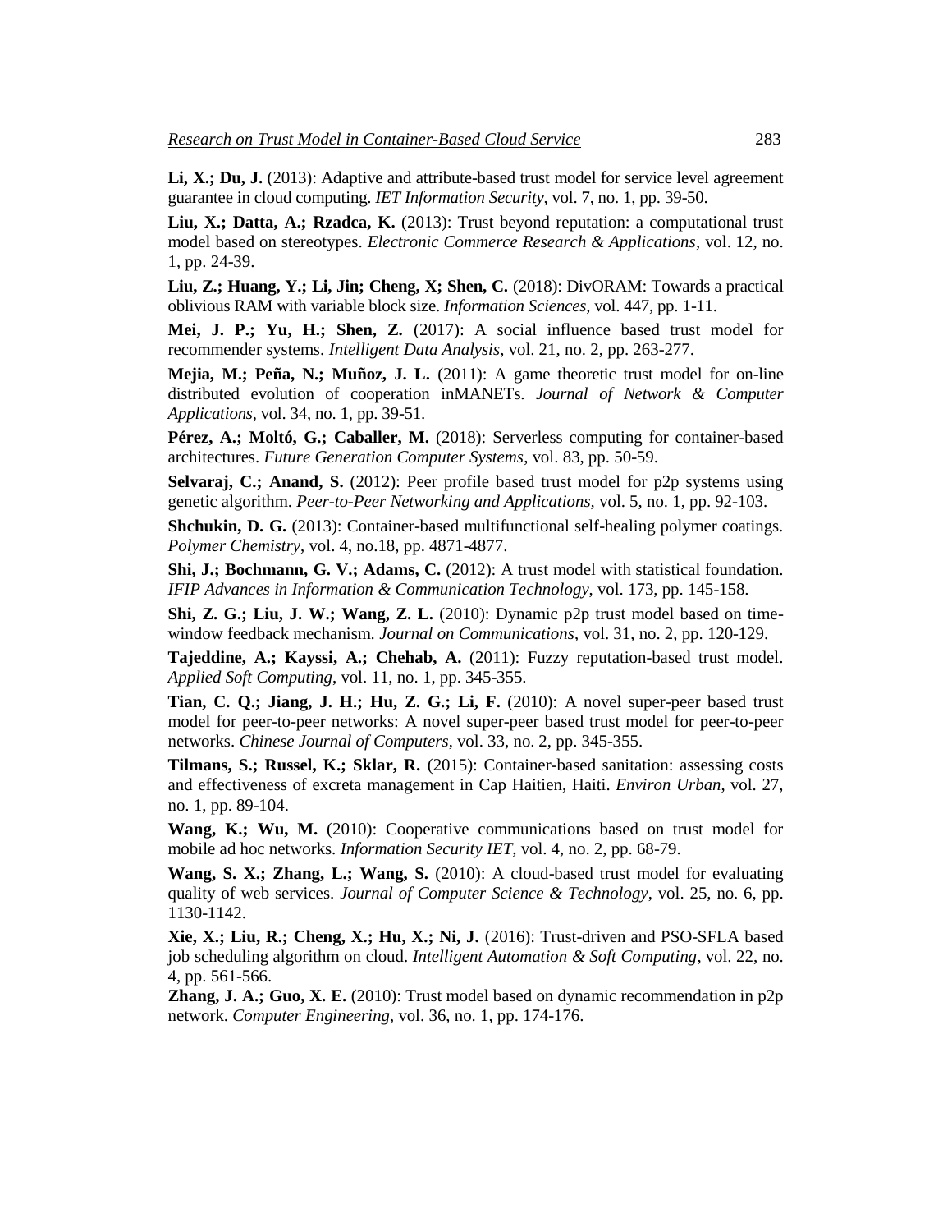**Li, X.; Du, J.** (2013): Adaptive and attribute-based trust model for service level agreement guarantee in cloud computing. *IET Information Security*, vol. 7, no. 1, pp. 39-50.

**Liu, X.; Datta, A.; Rzadca, K.** (2013): Trust beyond reputation: a computational trust model based on stereotypes. *Electronic Commerce Research & Applications*, vol. 12, no. 1, pp. 24-39.

**Liu, Z.; Huang, Y.; Li, Jin; Cheng, X; Shen, C.** (2018): DivORAM: Towards a practical oblivious RAM with variable block size. *Information Sciences*, vol. 447, pp. 1-11.

**Mei, J. P.; Yu, H.; Shen, Z.** (2017): A social influence based trust model for recommender systems. *Intelligent Data Analysis*, vol. 21, no. 2, pp. 263-277.

**Mejia, M.; Peña, N.; Muñoz, J. L.** (2011): A game theoretic trust model for on-line distributed evolution of cooperation inMANETs. *Journal of Network & Computer Applications*, vol. 34, no. 1, pp. 39-51.

**Pérez, A.; Moltó, G.; Caballer, M.** (2018): Serverless computing for container-based architectures. *Future Generation Computer Systems*, vol. 83, pp. 50-59.

**Selvaraj, C.; Anand, S.** (2012): Peer profile based trust model for p2p systems using genetic algorithm. *Peer-to-Peer Networking and Applications*, vol. 5, no. 1, pp. 92-103.

**Shchukin, D. G.** (2013): Container-based multifunctional self-healing polymer coatings. *Polymer Chemistry*, vol. 4, no.18, pp. 4871-4877.

**Shi, J.; Bochmann, G. V.; Adams, C.** (2012): A trust model with statistical foundation. *IFIP Advances in Information & Communication Technology*, vol. 173, pp. 145-158.

**Shi, Z. G.; Liu, J. W.; Wang, Z. L.** (2010): Dynamic p2p trust model based on time-window feedback mechanism. *Journal on Communications*, vol. 31, no. 2, pp. 120-129.

**Tajeddine, A.; Kayssi, A.; Chehab, A.** (2011): Fuzzy reputation-based trust model. *Applied Soft Computing*, vol. 11, no. 1, pp. 345-355.

**Tian, C. Q.; Jiang, J. H.; Hu, Z. G.; Li, F.** (2010): A novel super-peer based trust model for peer-to-peer networks: A novel super-peer based trust model for peer-to-peer networks. *Chinese Journal of Computers*, vol. 33, no. 2, pp. 345-355.

**Tilmans, S.; Russel, K.; Sklar, R.** (2015): Container-based sanitation: assessing costs and effectiveness of excreta management in Cap Haitien, Haiti. *Environ Urban*, vol. 27, no. 1, pp. 89-104.

**Wang, K.; Wu, M.** (2010): Cooperative communications based on trust model for mobile ad hoc networks. *Information Security IET*, vol. 4, no. 2, pp. 68-79.

**Wang, S. X.; Zhang, L.; Wang, S.** (2010): A cloud-based trust model for evaluating quality of web services. *Journal of Computer Science & Technology*, vol. 25, no. 6, pp. 1130-1142.

**Xie, X.; Liu, R.; Cheng, X.; Hu, X.; Ni, J.** (2016): Trust-driven and PSO-SFLA based job scheduling algorithm on cloud. *Intelligent Automation & Soft Computing*, vol. 22, no. 4, pp. 561-566.

**Zhang, J. A.; Guo, X. E.** (2010): Trust model based on dynamic recommendation in p2p network. *Computer Engineering*, vol. 36, no. 1, pp. 174-176.